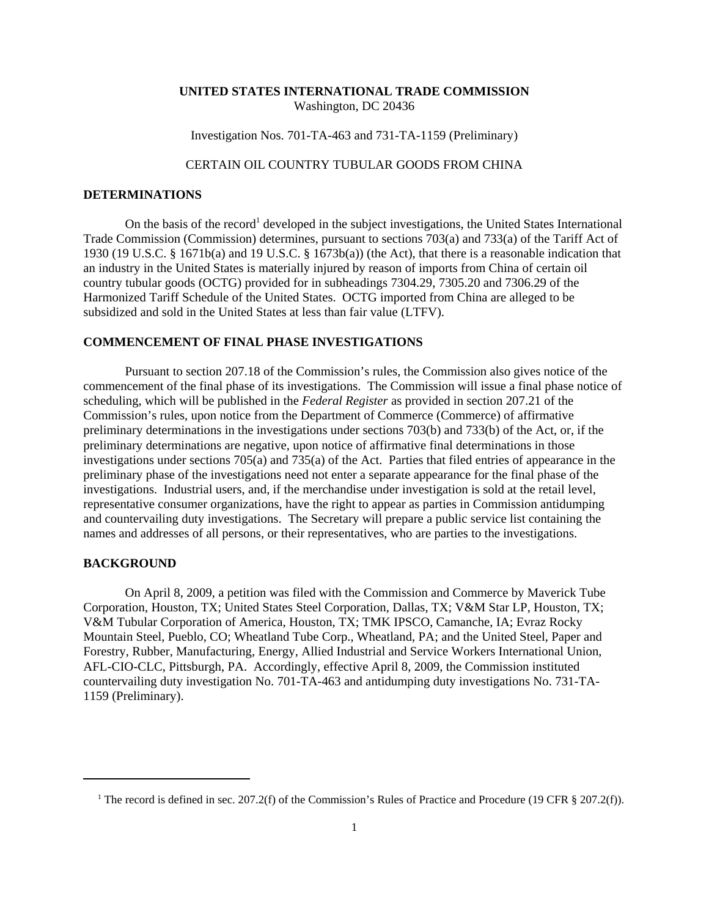**UNITED STATES INTERNATIONAL TRADE COMMISSION**
Washington, DC 20436

Investigation Nos. 701-TA-463 and 731-TA-1159 (Preliminary)

CERTAIN OIL COUNTRY TUBULAR GOODS FROM CHINA

## DETERMINATIONS

On the basis of the record[1] developed in the subject investigations, the United States International Trade Commission (Commission) determines, pursuant to sections 703(a) and 733(a) of the Tariff Act of 1930 (19 U.S.C. § 1671b(a) and 19 U.S.C. § 1673b(a)) (the Act), that there is a reasonable indication that an industry in the United States is materially injured by reason of imports from China of certain oil country tubular goods (OCTG) provided for in subheadings 7304.29, 7305.20 and 7306.29 of the Harmonized Tariff Schedule of the United States. OCTG imported from China are alleged to be subsidized and sold in the United States at less than fair value (LTFV).

## COMMENCEMENT OF FINAL PHASE INVESTIGATIONS

Pursuant to section 207.18 of the Commission's rules, the Commission also gives notice of the commencement of the final phase of its investigations. The Commission will issue a final phase notice of scheduling, which will be published in the *Federal Register* as provided in section 207.21 of the Commission's rules, upon notice from the Department of Commerce (Commerce) of affirmative preliminary determinations in the investigations under sections 703(b) and 733(b) of the Act, or, if the preliminary determinations are negative, upon notice of affirmative final determinations in those investigations under sections 705(a) and 735(a) of the Act. Parties that filed entries of appearance in the preliminary phase of the investigations need not enter a separate appearance for the final phase of the investigations. Industrial users, and, if the merchandise under investigation is sold at the retail level, representative consumer organizations, have the right to appear as parties in Commission antidumping and countervailing duty investigations. The Secretary will prepare a public service list containing the names and addresses of all persons, or their representatives, who are parties to the investigations.

## BACKGROUND

On April 8, 2009, a petition was filed with the Commission and Commerce by Maverick Tube Corporation, Houston, TX; United States Steel Corporation, Dallas, TX; V&M Star LP, Houston, TX; V&M Tubular Corporation of America, Houston, TX; TMK IPSCO, Camanche, IA; Evraz Rocky Mountain Steel, Pueblo, CO; Wheatland Tube Corp., Wheatland, PA; and the United Steel, Paper and Forestry, Rubber, Manufacturing, Energy, Allied Industrial and Service Workers International Union, AFL-CIO-CLC, Pittsburgh, PA. Accordingly, effective April 8, 2009, the Commission instituted countervailing duty investigation No. 701-TA-463 and antidumping duty investigations No. 731-TA-1159 (Preliminary).

---

[1] The record is defined in sec. 207.2(f) of the Commission's Rules of Practice and Procedure (19 CFR § 207.2(f)).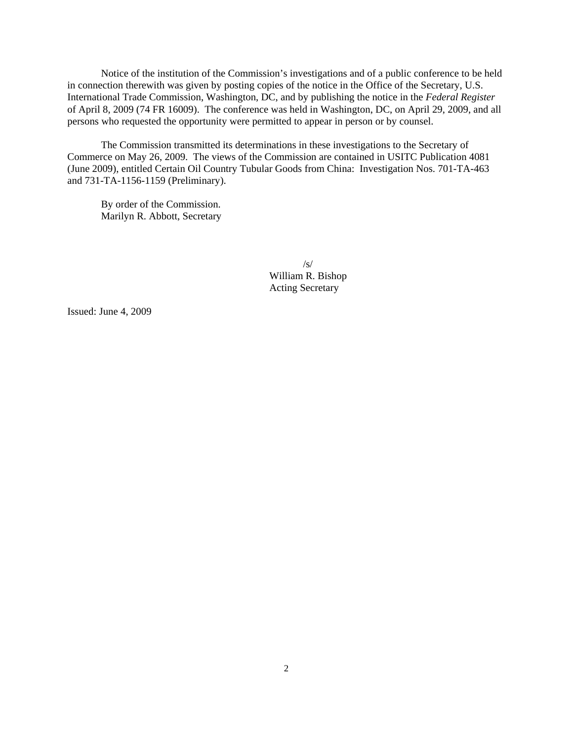Notice of the institution of the Commission's investigations and of a public conference to be held in connection therewith was given by posting copies of the notice in the Office of the Secretary, U.S. International Trade Commission, Washington, DC, and by publishing the notice in the *Federal Register* of April 8, 2009 (74 FR 16009). The conference was held in Washington, DC, on April 29, 2009, and all persons who requested the opportunity were permitted to appear in person or by counsel.

The Commission transmitted its determinations in these investigations to the Secretary of Commerce on May 26, 2009. The views of the Commission are contained in USITC Publication 4081 (June 2009), entitled Certain Oil Country Tubular Goods from China: Investigation Nos. 701-TA-463 and 731-TA-1156-1159 (Preliminary).

By order of the Commission.
Marilyn R. Abbott, Secretary

/s/
William R. Bishop
Acting Secretary

Issued: June 4, 2009